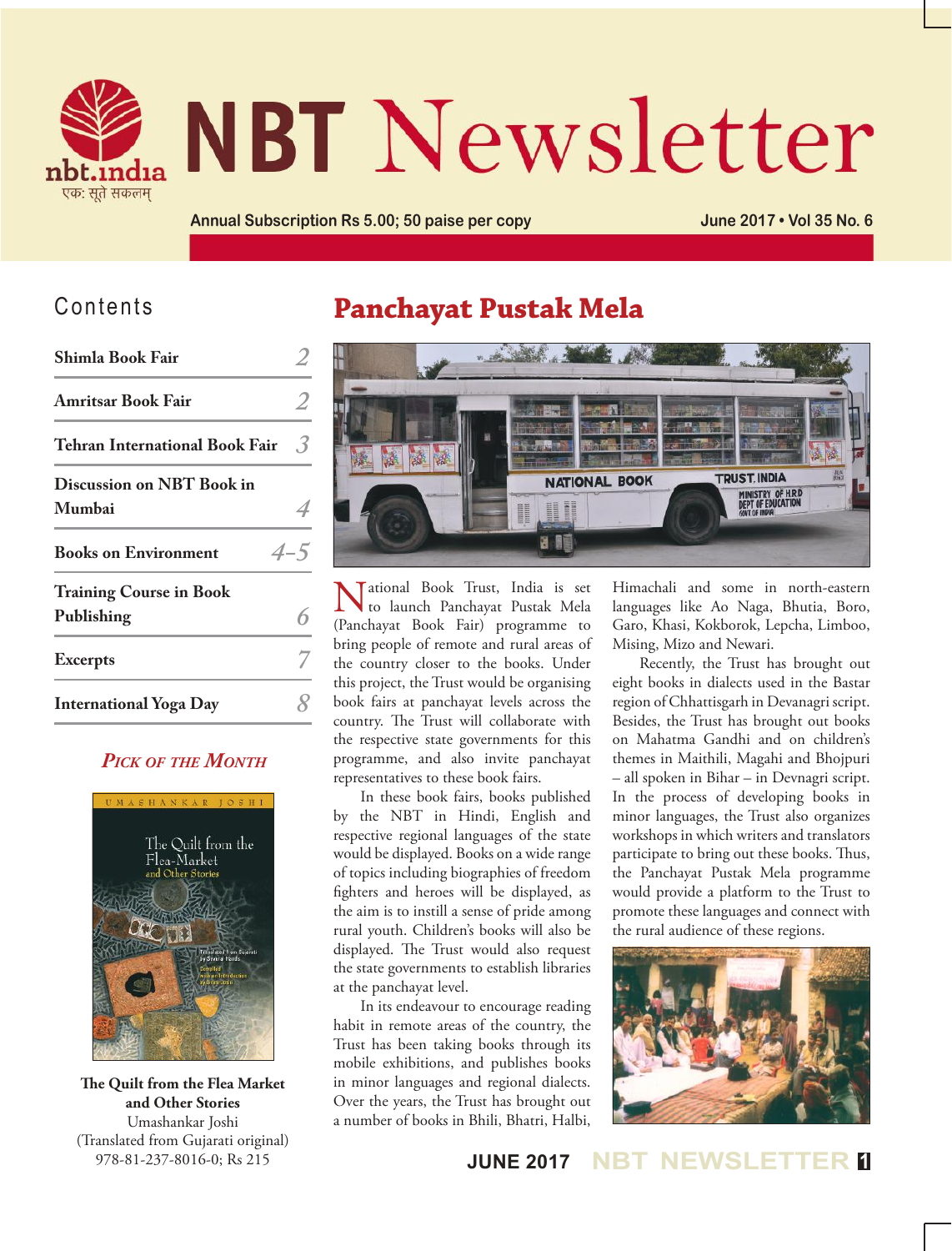# NBT Newsletter

nbt.india
एक: सूते सकलम्

Annual Subscription Rs 5.00; 50 paise per copy

June 2017 • Vol 35 No. 6

## Contents

| | |
|---|---|
| Shimla Book Fair | 2 |
| Amritsar Book Fair | 2 |
| Tehran International Book Fair | 3 |
| Discussion on NBT Book in Mumbai | 4 |
| Books on Environment | 4–5 |
| Training Course in Book Publishing | 6 |
| Excerpts | 7 |
| International Yoga Day | 8 |

### *Pick of the Month*

**The Quilt from the Flea Market and Other Stories**
Umashankar Joshi
(Translated from Gujarati original)
978-81-237-8016-0; Rs 215

## Panchayat Pustak Mela

National Book Trust, India is set to launch Panchayat Pustak Mela (Panchayat Book Fair) programme to bring people of remote and rural areas of the country closer to the books. Under this project, the Trust would be organising book fairs at panchayat levels across the country. The Trust will collaborate with the respective state governments for this programme, and also invite panchayat representatives to these book fairs.

In these book fairs, books published by the NBT in Hindi, English and respective regional languages of the state would be displayed. Books on a wide range of topics including biographies of freedom fighters and heroes will be displayed, as the aim is to instill a sense of pride among rural youth. Children's books will also be displayed. The Trust would also request the state governments to establish libraries at the panchayat level.

In its endeavour to encourage reading habit in remote areas of the country, the Trust has been taking books through its mobile exhibitions, and publishes books in minor languages and regional dialects. Over the years, the Trust has brought out a number of books in Bhili, Bhatri, Halbi, Himachali and some in north-eastern languages like Ao Naga, Bhutia, Boro, Garo, Khasi, Kokborok, Lepcha, Limboo, Mising, Mizo and Newari.

Recently, the Trust has brought out eight books in dialects used in the Bastar region of Chhattisgarh in Devanagri script. Besides, the Trust has brought out books on Mahatma Gandhi and on children's themes in Maithili, Magahi and Bhojpuri – all spoken in Bihar – in Devnagri script. In the process of developing books in minor languages, the Trust also organizes workshops in which writers and translators participate to bring out these books. Thus, the Panchayat Pustak Mela programme would provide a platform to the Trust to promote these languages and connect with the rural audience of these regions.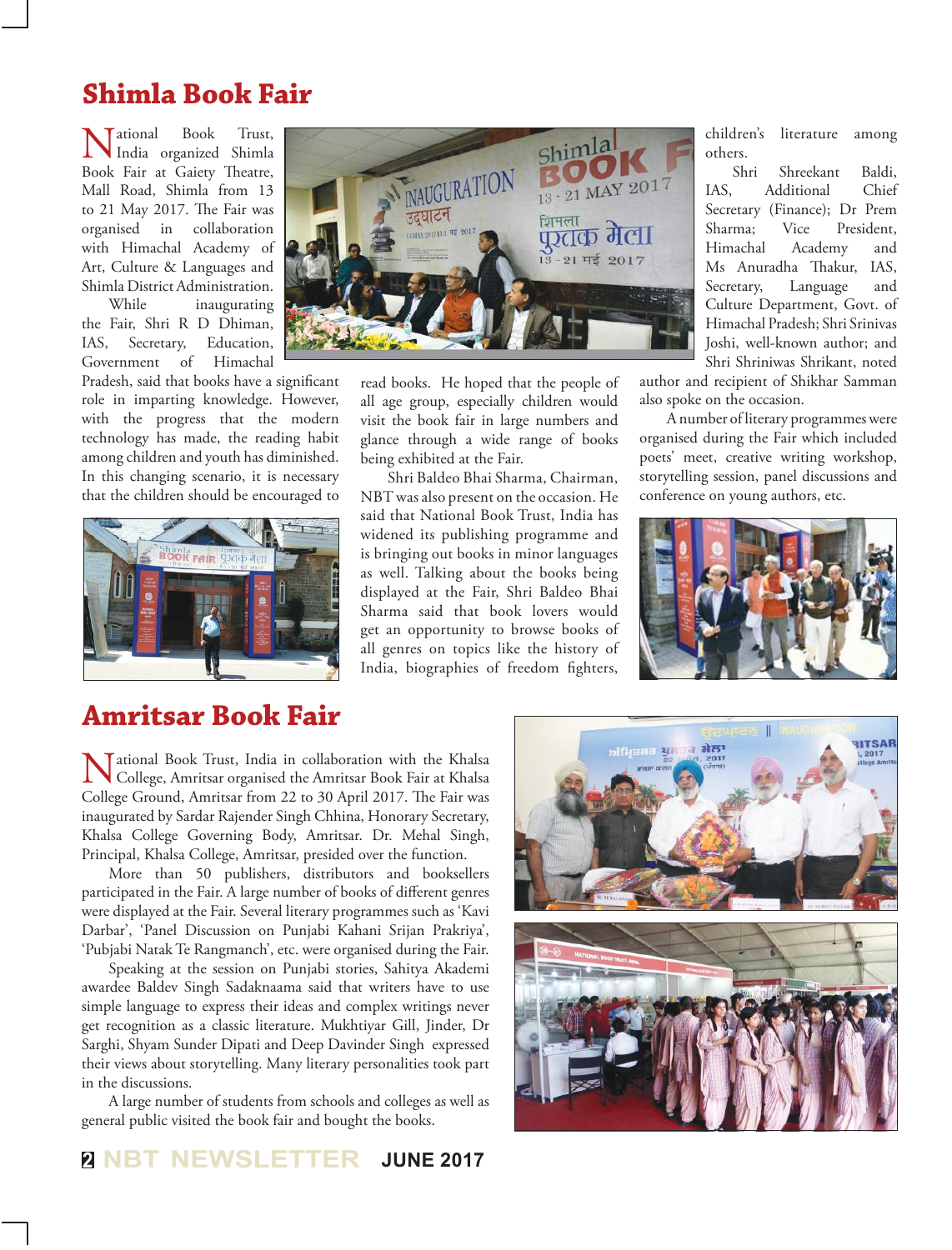## Shimla Book Fair

National Book Trust, India organized Shimla Book Fair at Gaiety Theatre, Mall Road, Shimla from 13 to 21 May 2017. The Fair was organised in collaboration with Himachal Academy of Art, Culture & Languages and Shimla District Administration.

While inaugurating the Fair, Shri R D Dhiman, IAS, Secretary, Education, Government of Himachal Pradesh, said that books have a significant role in imparting knowledge. However, with the progress that the modern technology has made, the reading habit among children and youth has diminished. In this changing scenario, it is necessary that the children should be encouraged to read books. He hoped that the people of all age group, especially children would visit the book fair in large numbers and glance through a wide range of books being exhibited at the Fair.

Shri Baldeo Bhai Sharma, Chairman, NBT was also present on the occasion. He said that National Book Trust, India has widened its publishing programme and is bringing out books in minor languages as well. Talking about the books being displayed at the Fair, Shri Baldeo Bhai Sharma said that book lovers would get an opportunity to browse books of all genres on topics like the history of India, biographies of freedom fighters, children's literature among others.

Shri Shreekant Baldi, IAS, Additional Chief Secretary (Finance); Dr Prem Sharma; Vice President, Himachal Academy and Ms Anuradha Thakur, IAS, Secretary, Language and Culture Department, Govt. of Himachal Pradesh; Shri Srinivas Joshi, well-known author; and Shri Shriniwas Shrikant, noted author and recipient of Shikhar Samman also spoke on the occasion.

A number of literary programmes were organised during the Fair which included poets' meet, creative writing workshop, storytelling session, panel discussions and conference on young authors, etc.

## Amritsar Book Fair

National Book Trust, India in collaboration with the Khalsa College, Amritsar organised the Amritsar Book Fair at Khalsa College Ground, Amritsar from 22 to 30 April 2017. The Fair was inaugurated by Sardar Rajender Singh Chhina, Honorary Secretary, Khalsa College Governing Body, Amritsar. Dr. Mehal Singh, Principal, Khalsa College, Amritsar, presided over the function.

More than 50 publishers, distributors and booksellers participated in the Fair. A large number of books of different genres were displayed at the Fair. Several literary programmes such as 'Kavi Darbar', 'Panel Discussion on Punjabi Kahani Srijan Prakriya', 'Pubjabi Natak Te Rangmanch', etc. were organised during the Fair.

Speaking at the session on Punjabi stories, Sahitya Akademi awardee Baldev Singh Sadaknaama said that writers have to use simple language to express their ideas and complex writings never get recognition as a classic literature. Mukhtiyar Gill, Jinder, Dr Sarghi, Shyam Sunder Dipati and Deep Davinder Singh expressed their views about storytelling. Many literary personalities took part in the discussions.

A large number of students from schools and colleges as well as general public visited the book fair and bought the books.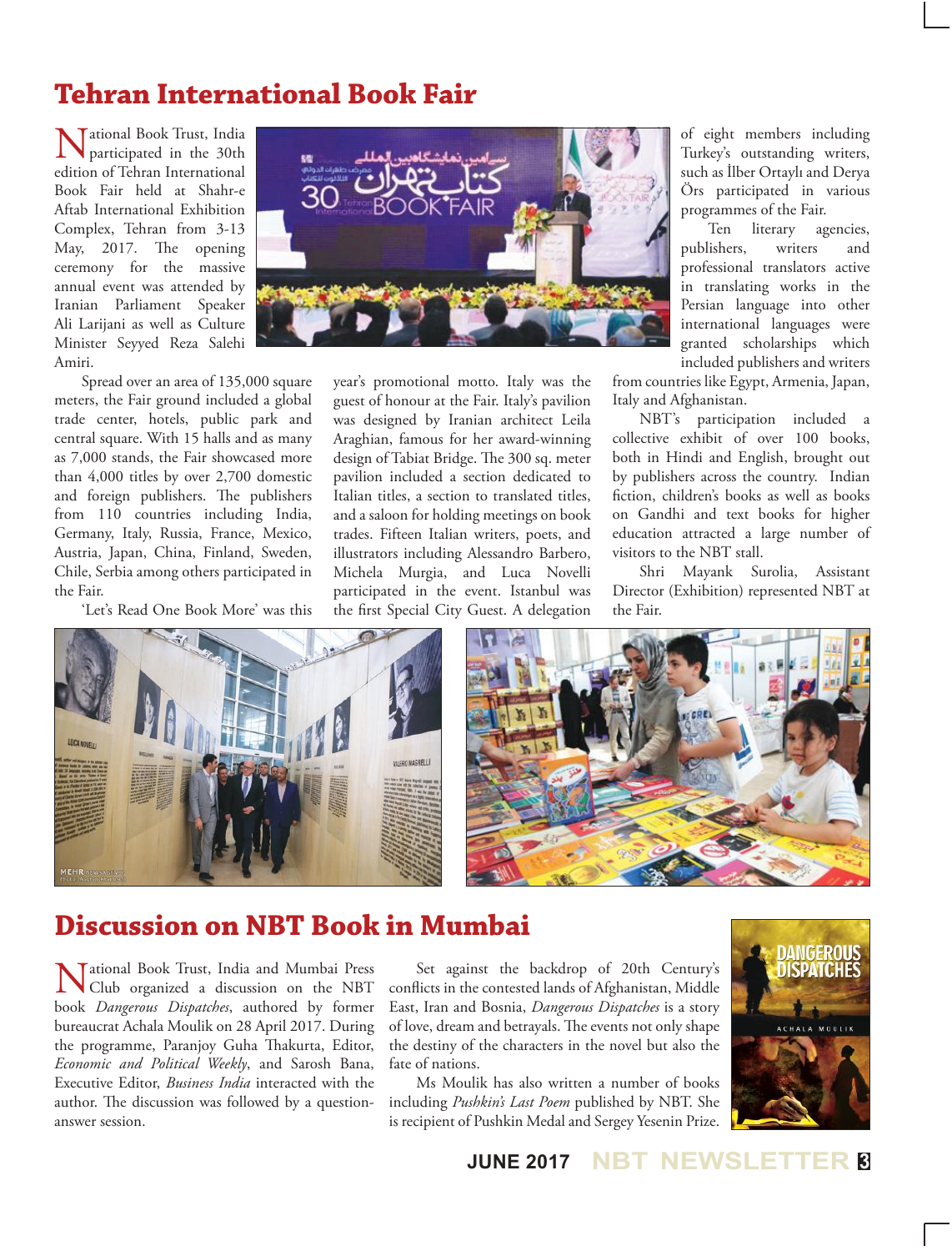## Tehran International Book Fair

National Book Trust, India participated in the 30th edition of Tehran International Book Fair held at Shahr-e Aftab International Exhibition Complex, Tehran from 3-13 May, 2017. The opening ceremony for the massive annual event was attended by Iranian Parliament Speaker Ali Larijani as well as Culture Minister Seyyed Reza Salehi Amiri.

Spread over an area of 135,000 square meters, the Fair ground included a global trade center, hotels, public park and central square. With 15 halls and as many as 7,000 stands, the Fair showcased more than 4,000 titles by over 2,700 domestic and foreign publishers. The publishers from 110 countries including India, Germany, Italy, Russia, France, Mexico, Austria, Japan, China, Finland, Sweden, Chile, Serbia among others participated in the Fair.

'Let's Read One Book More' was this year's promotional motto. Italy was the guest of honour at the Fair. Italy's pavilion was designed by Iranian architect Leila Araghian, famous for her award-winning design of Tabiat Bridge. The 300 sq. meter pavilion included a section dedicated to Italian titles, a section to translated titles, and a saloon for holding meetings on book trades. Fifteen Italian writers, poets, and illustrators including Alessandro Barbero, Michela Murgia, and Luca Novelli participated in the event. Istanbul was the first Special City Guest. A delegation of eight members including Turkey's outstanding writers, such as İlber Ortaylı and Derya Örs participated in various programmes of the Fair.

Ten literary agencies, publishers, writers and professional translators active in translating works in the Persian language into other international languages were granted scholarships which included publishers and writers from countries like Egypt, Armenia, Japan, Italy and Afghanistan.

NBT's participation included a collective exhibit of over 100 books, both in Hindi and English, brought out by publishers across the country. Indian fiction, children's books as well as books on Gandhi and text books for higher education attracted a large number of visitors to the NBT stall.

Shri Mayank Surolia, Assistant Director (Exhibition) represented NBT at the Fair.

## Discussion on NBT Book in Mumbai

National Book Trust, India and Mumbai Press Club organized a discussion on the NBT book *Dangerous Dispatches*, authored by former bureaucrat Achala Moulik on 28 April 2017. During the programme, Paranjoy Guha Thakurta, Editor, *Economic and Political Weekly*, and Sarosh Bana, Executive Editor, *Business India* interacted with the author. The discussion was followed by a question-answer session.

Set against the backdrop of 20th Century's conflicts in the contested lands of Afghanistan, Middle East, Iran and Bosnia, *Dangerous Dispatches* is a story of love, dream and betrayals. The events not only shape the destiny of the characters in the novel but also the fate of nations.

Ms Moulik has also written a number of books including *Pushkin's Last Poem* published by NBT. She is recipient of Pushkin Medal and Sergey Yesenin Prize.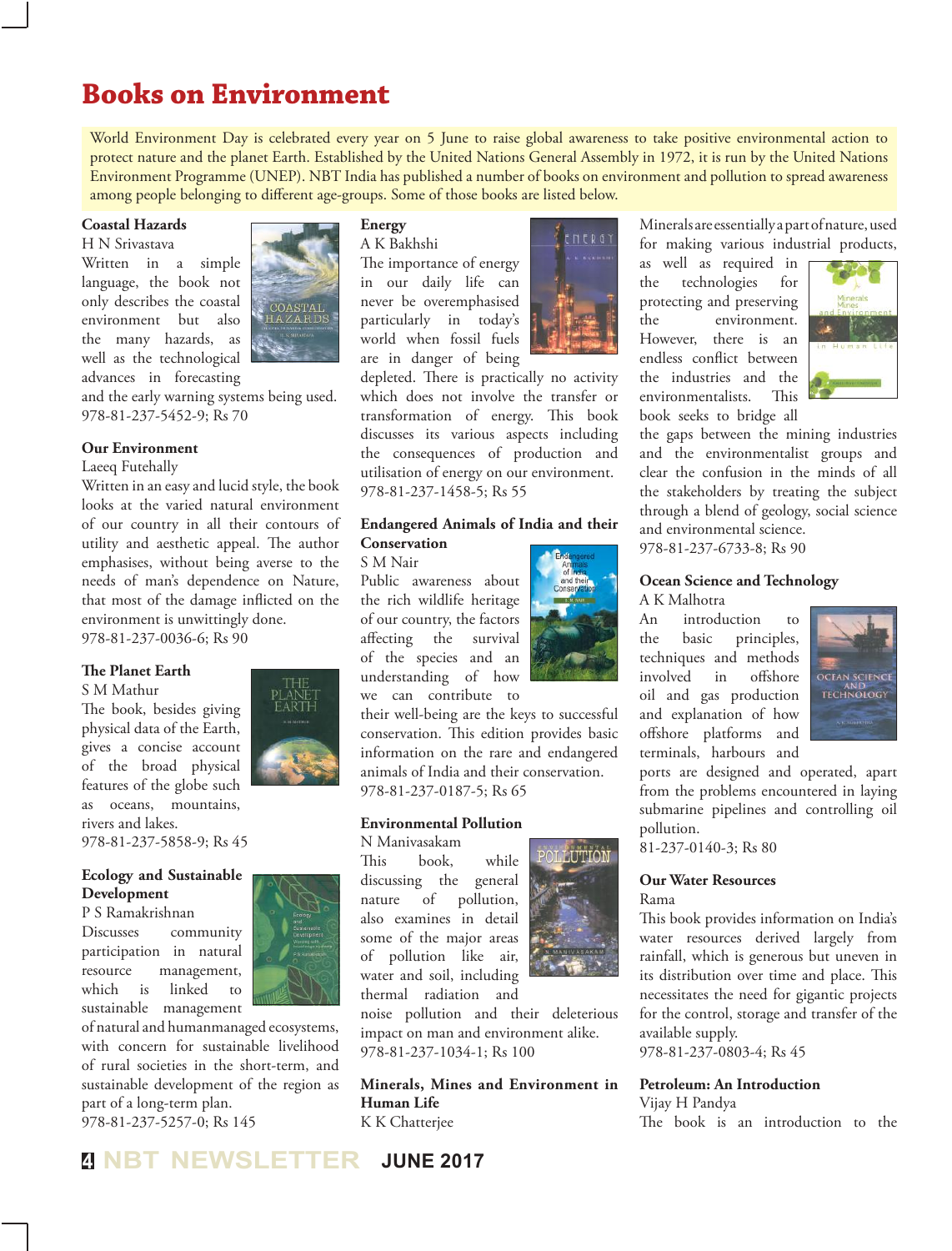# Books on Environment

World Environment Day is celebrated every year on 5 June to raise global awareness to take positive environmental action to protect nature and the planet Earth. Established by the United Nations General Assembly in 1972, it is run by the United Nations Environment Programme (UNEP). NBT India has published a number of books on environment and pollution to spread awareness among people belonging to different age-groups. Some of those books are listed below.

**Coastal Hazards**
H N Srivastava
Written in a simple language, the book not only describes the coastal environment but also the many hazards, as well as the technological advances in forecasting and the early warning systems being used.
978-81-237-5452-9; Rs 70

**Our Environment**
Laeeq Futehally
Written in an easy and lucid style, the book looks at the varied natural environment of our country in all their contours of utility and aesthetic appeal. The author emphasises, without being averse to the needs of man's dependence on Nature, that most of the damage inflicted on the environment is unwittingly done.
978-81-237-0036-6; Rs 90

**The Planet Earth**
S M Mathur
The book, besides giving physical data of the Earth, gives a concise account of the broad physical features of the globe such as oceans, mountains, rivers and lakes.
978-81-237-5858-9; Rs 45

**Ecology and Sustainable Development**
P S Ramakrishnan
Discusses community participation in natural resource management, which is linked to sustainable management of natural and humanmanaged ecosystems, with concern for sustainable livelihood of rural societies in the short-term, and sustainable development of the region as part of a long-term plan.
978-81-237-5257-0; Rs 145

**Energy**
A K Bakhshi
The importance of energy in our daily life can never be overemphasised particularly in today's world when fossil fuels are in danger of being depleted. There is practically no activity which does not involve the transfer or transformation of energy. This book discusses its various aspects including the consequences of production and utilisation of energy on our environment.
978-81-237-1458-5; Rs 55

**Endangered Animals of India and their Conservation**
S M Nair
Public awareness about the rich wildlife heritage of our country, the factors affecting the survival of the species and an understanding of how we can contribute to their well-being are the keys to successful conservation. This edition provides basic information on the rare and endangered animals of India and their conservation.
978-81-237-0187-5; Rs 65

**Environmental Pollution**
N Manivasakam
This book, while discussing the general nature of pollution, also examines in detail some of the major areas of pollution like air, water and soil, including thermal radiation and noise pollution and their deleterious impact on man and environment alike.
978-81-237-1034-1; Rs 100

**Minerals, Mines and Environment in Human Life**
K K Chatterjee
Minerals are essentially a part of nature, used for making various industrial products, as well as required in the technologies for protecting and preserving the environment. However, there is an endless conflict between the industries and the environmentalists. This book seeks to bridge all the gaps between the mining industries and the environmentalist groups and clear the confusion in the minds of all the stakeholders by treating the subject through a blend of geology, social science and environmental science.
978-81-237-6733-8; Rs 90

**Ocean Science and Technology**
A K Malhotra
An introduction to the basic principles, techniques and methods involved in offshore oil and gas production and explanation of how offshore platforms and terminals, harbours and ports are designed and operated, apart from the problems encountered in laying submarine pipelines and controlling oil pollution.
81-237-0140-3; Rs 80

**Our Water Resources**
Rama
This book provides information on India's water resources derived largely from rainfall, which is generous but uneven in its distribution over time and place. This necessitates the need for gigantic projects for the control, storage and transfer of the available supply.
978-81-237-0803-4; Rs 45

**Petroleum: An Introduction**
Vijay H Pandya
The book is an introduction to the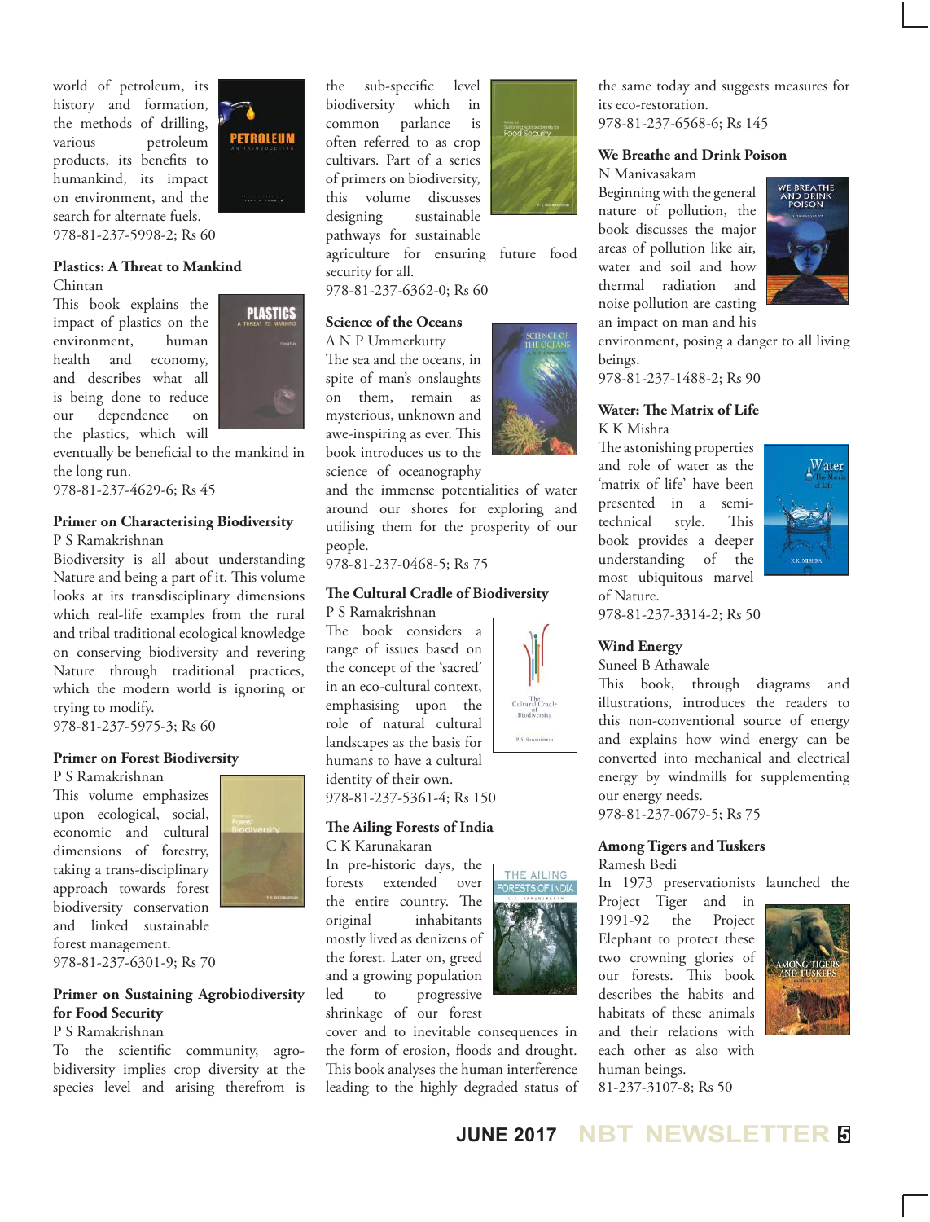world of petroleum, its history and formation, the methods of drilling, various petroleum products, its benefits to humankind, its impact on environment, and the search for alternate fuels.
978-81-237-5998-2; Rs 60

**Plastics: A Threat to Mankind**
Chintan
This book explains the impact of plastics on the environment, human health and economy, and describes what all is being done to reduce our dependence on the plastics, which will eventually be beneficial to the mankind in the long run.
978-81-237-4629-6; Rs 45

**Primer on Characterising Biodiversity**
P S Ramakrishnan
Biodiversity is all about understanding Nature and being a part of it. This volume looks at its transdisciplinary dimensions which real-life examples from the rural and tribal traditional ecological knowledge on conserving biodiversity and revering Nature through traditional practices, which the modern world is ignoring or trying to modify.
978-81-237-5975-3; Rs 60

**Primer on Forest Biodiversity**
P S Ramakrishnan
This volume emphasizes upon ecological, social, economic and cultural dimensions of forestry, taking a trans-disciplinary approach towards forest biodiversity conservation and linked sustainable forest management.
978-81-237-6301-9; Rs 70

**Primer on Sustaining Agrobiodiversity for Food Security**
P S Ramakrishnan
To the scientific community, agro-bidiversity implies crop diversity at the species level and arising therefrom is the sub-specific level biodiversity which in common parlance is often referred to as crop cultivars. Part of a series of primers on biodiversity, this volume discusses designing sustainable pathways for sustainable agriculture for ensuring future food security for all.
978-81-237-6362-0; Rs 60

**Science of the Oceans**
A N P Ummerkutty
The sea and the oceans, in spite of man's onslaughts on them, remain as mysterious, unknown and awe-inspiring as ever. This book introduces us to the science of oceanography and the immense potentialities of water around our shores for exploring and utilising them for the prosperity of our people.
978-81-237-0468-5; Rs 75

**The Cultural Cradle of Biodiversity**
P S Ramakrishnan
The book considers a range of issues based on the concept of the 'sacred' in an eco-cultural context, emphasising upon the role of natural cultural landscapes as the basis for humans to have a cultural identity of their own.
978-81-237-5361-4; Rs 150

**The Ailing Forests of India**
C K Karunakaran
In pre-historic days, the forests extended over the entire country. The original inhabitants mostly lived as denizens of the forest. Later on, greed and a growing population led to progressive shrinkage of our forest cover and to inevitable consequences in the form of erosion, floods and drought. This book analyses the human interference leading to the highly degraded status of the same today and suggests measures for its eco-restoration.
978-81-237-6568-6; Rs 145

**We Breathe and Drink Poison**
N Manivasakam
Beginning with the general nature of pollution, the book discusses the major areas of pollution like air, water and soil and how thermal radiation and noise pollution are casting an impact on man and his environment, posing a danger to all living beings.
978-81-237-1488-2; Rs 90

**Water: The Matrix of Life**
K K Mishra
The astonishing properties and role of water as the 'matrix of life' have been presented in a semi-technical style. This book provides a deeper understanding of the most ubiquitous marvel of Nature.
978-81-237-3314-2; Rs 50

**Wind Energy**
Suneel B Athawale
This book, through diagrams and illustrations, introduces the readers to this non-conventional source of energy and explains how wind energy can be converted into mechanical and electrical energy by windmills for supplementing our energy needs.
978-81-237-0679-5; Rs 75

**Among Tigers and Tuskers**
Ramesh Bedi
In 1973 preservationists launched the Project Tiger and in 1991-92 the Project Elephant to protect these two crowning glories of our forests. This book describes the habits and habitats of these animals and their relations with each other as also with human beings.
81-237-3107-8; Rs 50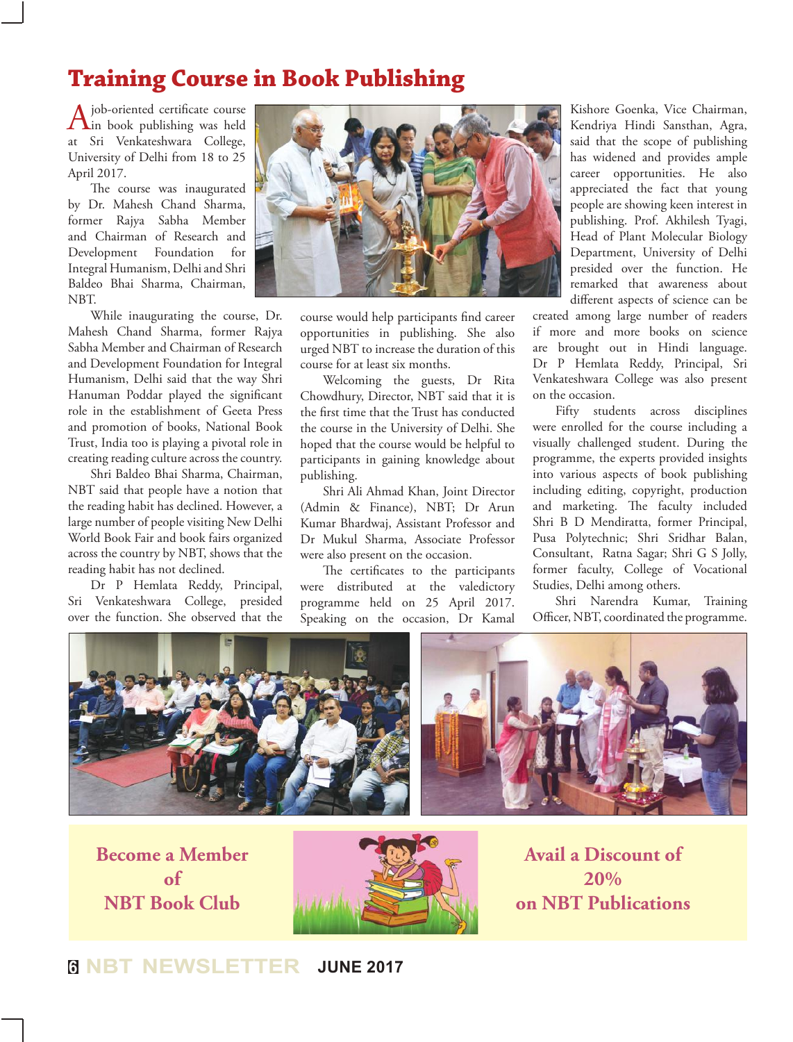# Training Course in Book Publishing

A job-oriented certificate course in book publishing was held at Sri Venkateshwara College, University of Delhi from 18 to 25 April 2017.

The course was inaugurated by Dr. Mahesh Chand Sharma, former Rajya Sabha Member and Chairman of Research and Development Foundation for Integral Humanism, Delhi and Shri Baldeo Bhai Sharma, Chairman, NBT.

While inaugurating the course, Dr. Mahesh Chand Sharma, former Rajya Sabha Member and Chairman of Research and Development Foundation for Integral Humanism, Delhi said that the way Shri Hanuman Poddar played the significant role in the establishment of Geeta Press and promotion of books, National Book Trust, India too is playing a pivotal role in creating reading culture across the country.

Shri Baldeo Bhai Sharma, Chairman, NBT said that people have a notion that the reading habit has declined. However, a large number of people visiting New Delhi World Book Fair and book fairs organized across the country by NBT, shows that the reading habit has not declined.

Dr P Hemlata Reddy, Principal, Sri Venkateshwara College, presided over the function. She observed that the course would help participants find career opportunities in publishing. She also urged NBT to increase the duration of this course for at least six months.

Welcoming the guests, Dr Rita Chowdhury, Director, NBT said that it is the first time that the Trust has conducted the course in the University of Delhi. She hoped that the course would be helpful to participants in gaining knowledge about publishing.

Shri Ali Ahmad Khan, Joint Director (Admin & Finance), NBT; Dr Arun Kumar Bhardwaj, Assistant Professor and Dr Mukul Sharma, Associate Professor were also present on the occasion.

The certificates to the participants were distributed at the valedictory programme held on 25 April 2017. Speaking on the occasion, Dr Kamal Kishore Goenka, Vice Chairman, Kendriya Hindi Sansthan, Agra, said that the scope of publishing has widened and provides ample career opportunities. He also appreciated the fact that young people are showing keen interest in publishing. Prof. Akhilesh Tyagi, Head of Plant Molecular Biology Department, University of Delhi presided over the function. He remarked that awareness about different aspects of science can be created among large number of readers if more and more books on science are brought out in Hindi language. Dr P Hemlata Reddy, Principal, Sri Venkateshwara College was also present on the occasion.

Fifty students across disciplines were enrolled for the course including a visually challenged student. During the programme, the experts provided insights into various aspects of book publishing including editing, copyright, production and marketing. The faculty included Shri B D Mendiratta, former Principal, Pusa Polytechnic; Shri Sridhar Balan, Consultant, Ratna Sagar; Shri G S Jolly, former faculty, College of Vocational Studies, Delhi among others.

Shri Narendra Kumar, Training Officer, NBT, coordinated the programme.

**Become a Member of NBT Book Club**

**Avail a Discount of 20% on NBT Publications**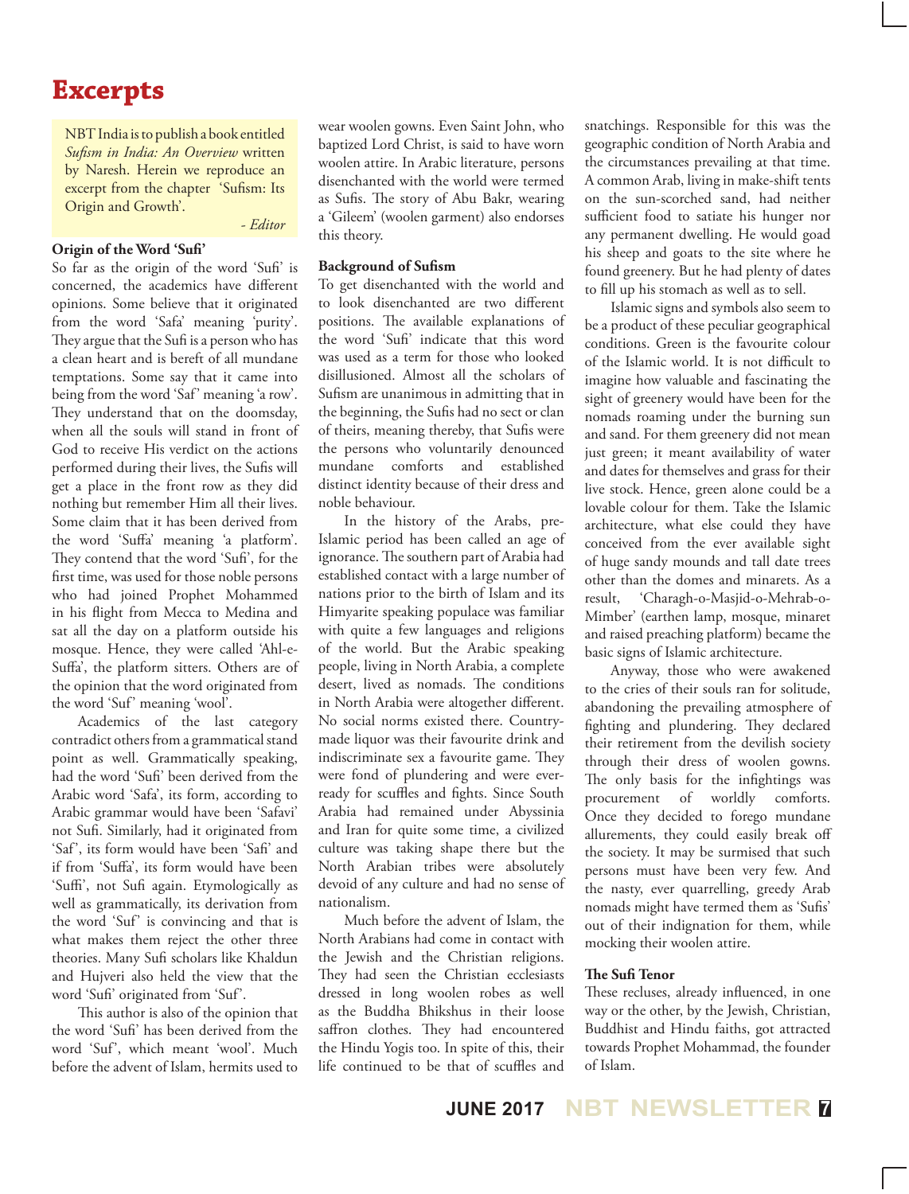# Excerpts

NBT India is to publish a book entitled *Sufism in India: An Overview* written by Naresh. Herein we reproduce an excerpt from the chapter 'Sufism: Its Origin and Growth'.

*- Editor*

**Origin of the Word 'Sufi'**

So far as the origin of the word 'Sufi' is concerned, the academics have different opinions. Some believe that it originated from the word 'Safa' meaning 'purity'. They argue that the Sufi is a person who has a clean heart and is bereft of all mundane temptations. Some say that it came into being from the word 'Saf' meaning 'a row'. They understand that on the doomsday, when all the souls will stand in front of God to receive His verdict on the actions performed during their lives, the Sufis will get a place in the front row as they did nothing but remember Him all their lives. Some claim that it has been derived from the word 'Suffa' meaning 'a platform'. They contend that the word 'Sufi', for the first time, was used for those noble persons who had joined Prophet Mohammed in his flight from Mecca to Medina and sat all the day on a platform outside his mosque. Hence, they were called 'Ahl-e-Suffa', the platform sitters. Others are of the opinion that the word originated from the word 'Suf' meaning 'wool'.

Academics of the last category contradict others from a grammatical stand point as well. Grammatically speaking, had the word 'Sufi' been derived from the Arabic word 'Safa', its form, according to Arabic grammar would have been 'Safavi' not Sufi. Similarly, had it originated from 'Saf', its form would have been 'Safi' and if from 'Suffa', its form would have been 'Suffi', not Sufi again. Etymologically as well as grammatically, its derivation from the word 'Suf' is convincing and that is what makes them reject the other three theories. Many Sufi scholars like Khaldun and Hujveri also held the view that the word 'Sufi' originated from 'Suf'.

This author is also of the opinion that the word 'Sufi' has been derived from the word 'Suf', which meant 'wool'. Much before the advent of Islam, hermits used to wear woolen gowns. Even Saint John, who baptized Lord Christ, is said to have worn woolen attire. In Arabic literature, persons disenchanted with the world were termed as Sufis. The story of Abu Bakr, wearing a 'Gileem' (woolen garment) also endorses this theory.

**Background of Sufism**

To get disenchanted with the world and to look disenchanted are two different positions. The available explanations of the word 'Sufi' indicate that this word was used as a term for those who looked disillusioned. Almost all the scholars of Sufism are unanimous in admitting that in the beginning, the Sufis had no sect or clan of theirs, meaning thereby, that Sufis were the persons who voluntarily denounced mundane comforts and established distinct identity because of their dress and noble behaviour.

In the history of the Arabs, pre-Islamic period has been called an age of ignorance. The southern part of Arabia had established contact with a large number of nations prior to the birth of Islam and its Himyarite speaking populace was familiar with quite a few languages and religions of the world. But the Arabic speaking people, living in North Arabia, a complete desert, lived as nomads. The conditions in North Arabia were altogether different. No social norms existed there. Country-made liquor was their favourite drink and indiscriminate sex a favourite game. They were fond of plundering and were ever-ready for scuffles and fights. Since South Arabia had remained under Abyssinia and Iran for quite some time, a civilized culture was taking shape there but the North Arabian tribes were absolutely devoid of any culture and had no sense of nationalism.

Much before the advent of Islam, the North Arabians had come in contact with the Jewish and the Christian religions. They had seen the Christian ecclesiasts dressed in long woolen robes as well as the Buddha Bhikshus in their loose saffron clothes. They had encountered the Hindu Yogis too. In spite of this, their life continued to be that of scuffles and snatchings. Responsible for this was the geographic condition of North Arabia and the circumstances prevailing at that time. A common Arab, living in make-shift tents on the sun-scorched sand, had neither sufficient food to satiate his hunger nor any permanent dwelling. He would goad his sheep and goats to the site where he found greenery. But he had plenty of dates to fill up his stomach as well as to sell.

Islamic signs and symbols also seem to be a product of these peculiar geographical conditions. Green is the favourite colour of the Islamic world. It is not difficult to imagine how valuable and fascinating the sight of greenery would have been for the nomads roaming under the burning sun and sand. For them greenery did not mean just green; it meant availability of water and dates for themselves and grass for their live stock. Hence, green alone could be a lovable colour for them. Take the Islamic architecture, what else could they have conceived from the ever available sight of huge sandy mounds and tall date trees other than the domes and minarets. As a result, 'Charagh-o-Masjid-o-Mehrab-o-Mimber' (earthen lamp, mosque, minaret and raised preaching platform) became the basic signs of Islamic architecture.

Anyway, those who were awakened to the cries of their souls ran for solitude, abandoning the prevailing atmosphere of fighting and plundering. They declared their retirement from the devilish society through their dress of woolen gowns. The only basis for the infightings was procurement of worldly comforts. Once they decided to forego mundane allurements, they could easily break off the society. It may be surmised that such persons must have been very few. And the nasty, ever quarrelling, greedy Arab nomads might have termed them as 'Sufis' out of their indignation for them, while mocking their woolen attire.

**The Sufi Tenor**

These recluses, already influenced, in one way or the other, by the Jewish, Christian, Buddhist and Hindu faiths, got attracted towards Prophet Mohammad, the founder of Islam.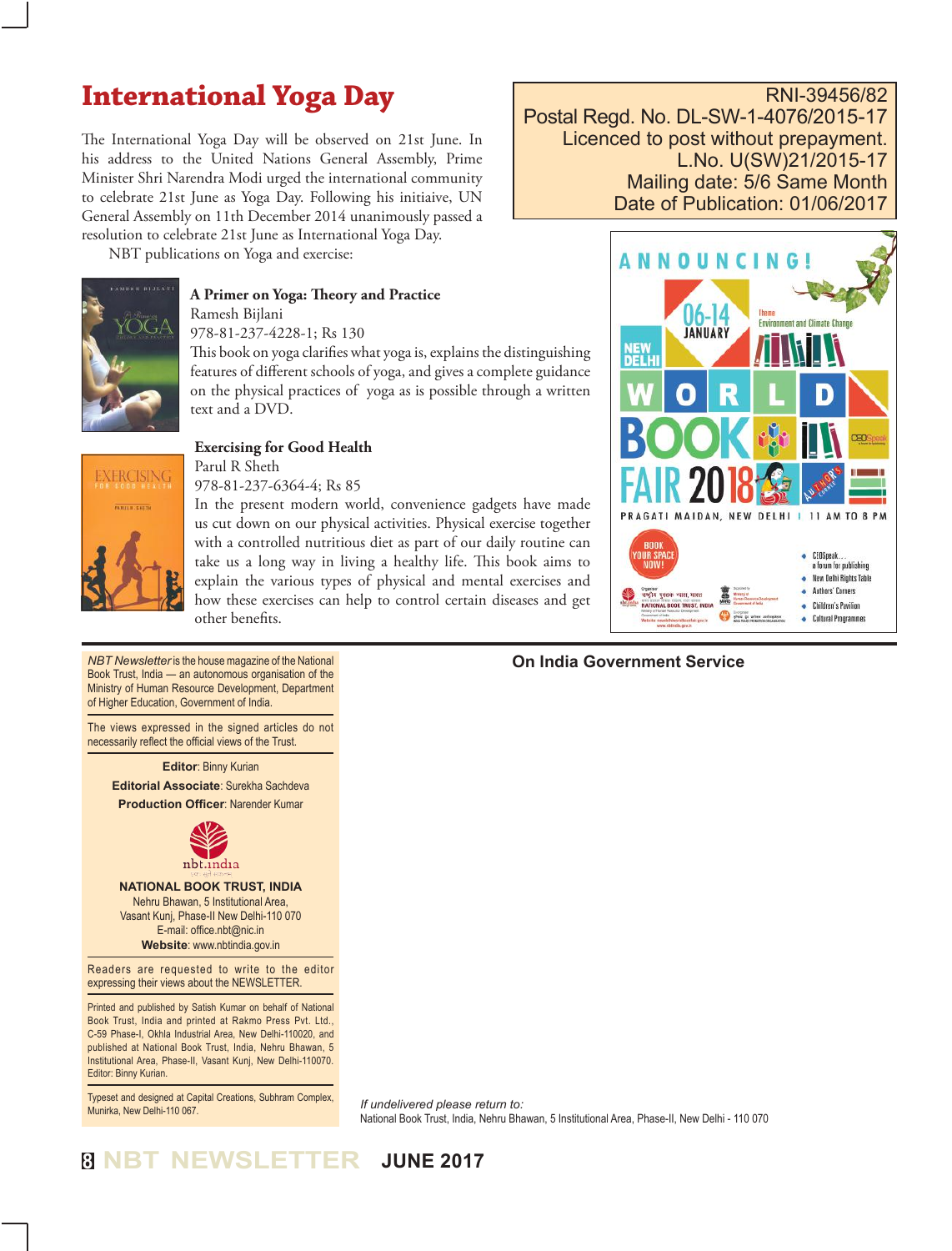# International Yoga Day

The International Yoga Day will be observed on 21st June. In his address to the United Nations General Assembly, Prime Minister Shri Narendra Modi urged the international community to celebrate 21st June as Yoga Day. Following his initiaive, UN General Assembly on 11th December 2014 unanimously passed a resolution to celebrate 21st June as International Yoga Day.

NBT publications on Yoga and exercise:

**A Primer on Yoga: Theory and Practice**
Ramesh Bijlani
978-81-237-4228-1; Rs 130
This book on yoga clarifies what yoga is, explains the distinguishing features of different schools of yoga, and gives a complete guidance on the physical practices of yoga as is possible through a written text and a DVD.

**Exercising for Good Health**
Parul R Sheth
978-81-237-6364-4; Rs 85
In the present modern world, convenience gadgets have made us cut down on our physical activities. Physical exercise together with a controlled nutritious diet as part of our daily routine can take us a long way in living a healthy life. This book aims to explain the various types of physical and mental exercises and how these exercises can help to control certain diseases and get other benefits.

RNI-39456/82
Postal Regd. No. DL-SW-1-4076/2015-17
Licenced to post without prepayment.
L.No. U(SW)21/2015-17
Mailing date: 5/6 Same Month
Date of Publication: 01/06/2017

ANNOUNCING!
06-14 JANUARY
Theme Environment and Climate Change
NEW DELHI
WORLD BOOK FAIR 2018
PRAGATI MAIDAN, NEW DELHI | 11 AM TO 8 PM
BOOK YOUR SPACE NOW!
- CEOSpeak... a forum for publishing
- New Delhi Rights Table
- Authors' Corners
- Children's Pavilion
- Cultural Programmes

*NBT Newsletter* is the house magazine of the National Book Trust, India — an autonomous organisation of the Ministry of Human Resource Development, Department of Higher Education, Government of India.

The views expressed in the signed articles do not necessarily reflect the official views of the Trust.

**Editor**: Binny Kurian
**Editorial Associate**: Surekha Sachdeva
**Production Officer**: Narender Kumar

nbt.india

**NATIONAL BOOK TRUST, INDIA**
Nehru Bhawan, 5 Institutional Area,
Vasant Kunj, Phase-II New Delhi-110 070
E-mail: office.nbt@nic.in
**Website**: www.nbtindia.gov.in

Readers are requested to write to the editor expressing their views about the NEWSLETTER.

Printed and published by Satish Kumar on behalf of National Book Trust, India and printed at Rakmo Press Pvt. Ltd., C-59 Phase-I, Okhla Industrial Area, New Delhi-110020, and published at National Book Trust, India, Nehru Bhawan, 5 Institutional Area, Phase-II, Vasant Kunj, New Delhi-110070. Editor: Binny Kurian.

Typeset and designed at Capital Creations, Subhram Complex, Munirka, New Delhi-110 067.

**On India Government Service**

*If undelivered please return to:*
National Book Trust, India, Nehru Bhawan, 5 Institutional Area, Phase-II, New Delhi - 110 070